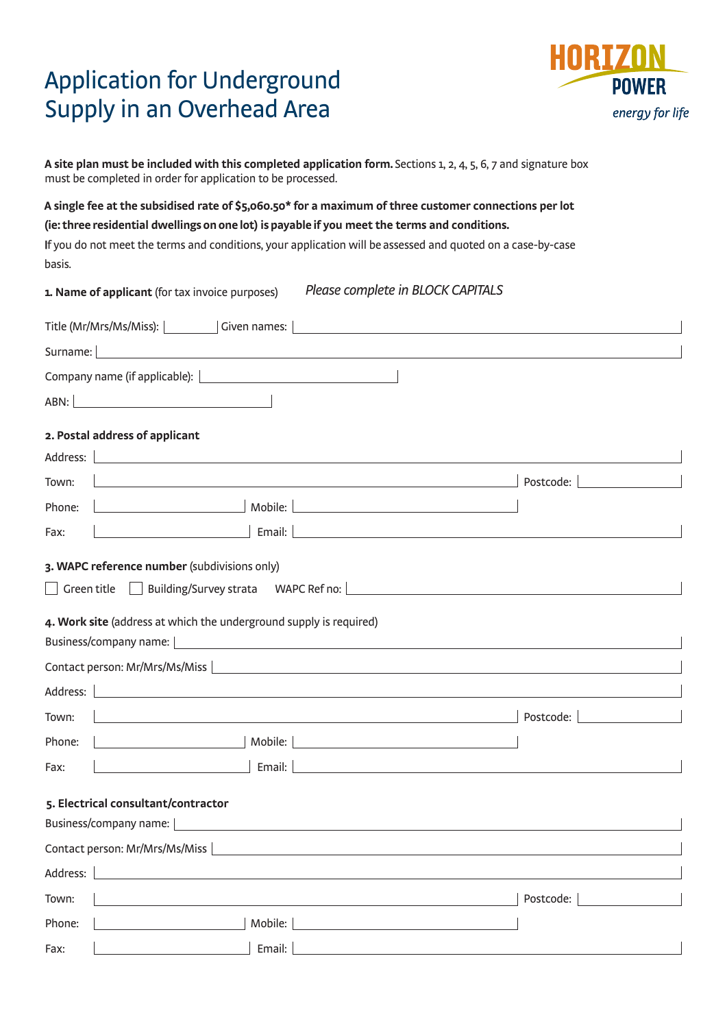# Application for Underground Supply in an Overhead Area

HORIZON POWER
*energy for life*

**A site plan must be included with this completed application form.** Sections 1, 2, 4, 5, 6, 7 and signature box must be completed in order for application to be processed.

**A single fee at the subsidised rate of $5,060.50* for a maximum of three customer connections per lot (ie: three residential dwellings on one lot) is payable if you meet the terms and conditions.**

If you do not meet the terms and conditions, your application will be assessed and quoted on a case-by-case basis.

**1. Name of applicant** (for tax invoice purposes) *Please complete in BLOCK CAPITALS*

Title (Mr/Mrs/Ms/Miss): ______ Given names: ______

Surname: ______

Company name (if applicable): ______

ABN: ______

**2. Postal address of applicant**

Address: ______

Town: ______ Postcode: ______

Phone: ______ Mobile: ______

Fax: ______ Email: ______

**3. WAPC reference number** (subdivisions only)

☐ Green title ☐ Building/Survey strata WAPC Ref no: ______

**4. Work site** (address at which the underground supply is required)

Business/company name: ______

Contact person: Mr/Mrs/Ms/Miss ______

Address: ______

Town: ______ Postcode: ______

Phone: ______ Mobile: ______

Fax: ______ Email: ______

**5. Electrical consultant/contractor**

Business/company name: ______

Contact person: Mr/Mrs/Ms/Miss ______

Address: ______

Town: ______ Postcode: ______

Phone: ______ Mobile: ______

Fax: ______ Email: ______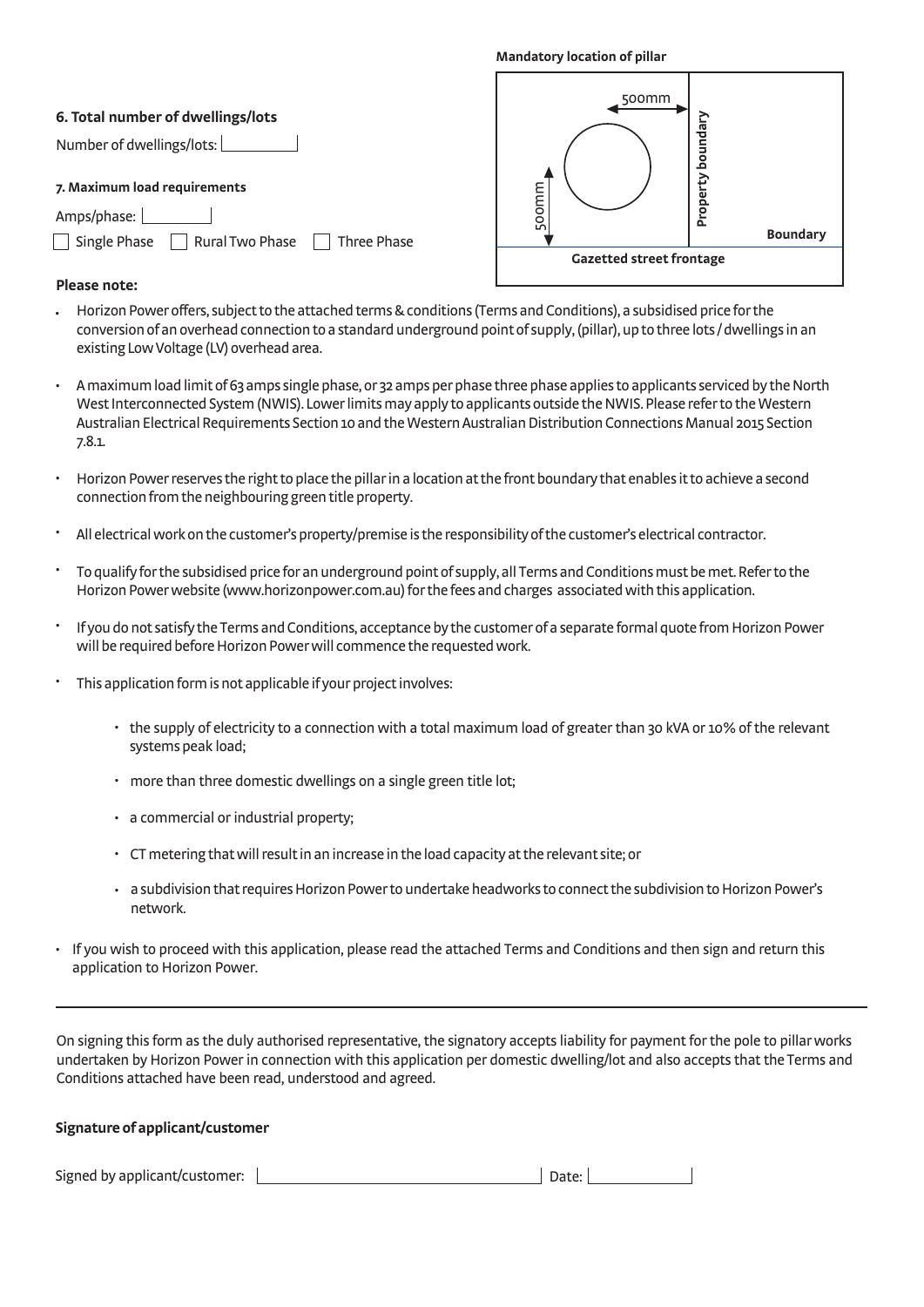**Mandatory location of pillar**

500mm

500mm

Property boundary

Boundary

Gazetted street frontage

### 6. Total number of dwellings/lots

Number of dwellings/lots: ____________

### 7. Maximum load requirements

Amps/phase: ____________

☐ Single Phase ☐ Rural Two Phase ☐ Three Phase

**Please note:**

- Horizon Power offers, subject to the attached terms & conditions (Terms and Conditions), a subsidised price for the conversion of an overhead connection to a standard underground point of supply, (pillar), up to three lots / dwellings in an existing Low Voltage (LV) overhead area.
- A maximum load limit of 63 amps single phase, or 32 amps per phase three phase applies to applicants serviced by the North West Interconnected System (NWIS). Lower limits may apply to applicants outside the NWIS. Please refer to the Western Australian Electrical Requirements Section 10 and the Western Australian Distribution Connections Manual 2015 Section 7.8.1.
- Horizon Power reserves the right to place the pillar in a location at the front boundary that enables it to achieve a second connection from the neighbouring green title property.
- All electrical work on the customer's property/premise is the responsibility of the customer's electrical contractor.
- To qualify for the subsidised price for an underground point of supply, all Terms and Conditions must be met. Refer to the Horizon Power website (www.horizonpower.com.au) for the fees and charges associated with this application.
- If you do not satisfy the Terms and Conditions, acceptance by the customer of a separate formal quote from Horizon Power will be required before Horizon Power will commence the requested work.
- This application form is not applicable if your project involves:
  - the supply of electricity to a connection with a total maximum load of greater than 30 kVA or 10% of the relevant systems peak load;
  - more than three domestic dwellings on a single green title lot;
  - a commercial or industrial property;
  - CT metering that will result in an increase in the load capacity at the relevant site; or
  - a subdivision that requires Horizon Power to undertake headworks to connect the subdivision to Horizon Power's network.
- If you wish to proceed with this application, please read the attached Terms and Conditions and then sign and return this application to Horizon Power.

---

On signing this form as the duly authorised representative, the signatory accepts liability for payment for the pole to pillar works undertaken by Horizon Power in connection with this application per domestic dwelling/lot and also accepts that the Terms and Conditions attached have been read, understood and agreed.

**Signature of applicant/customer**

Signed by applicant/customer: ______________________________ Date: ____________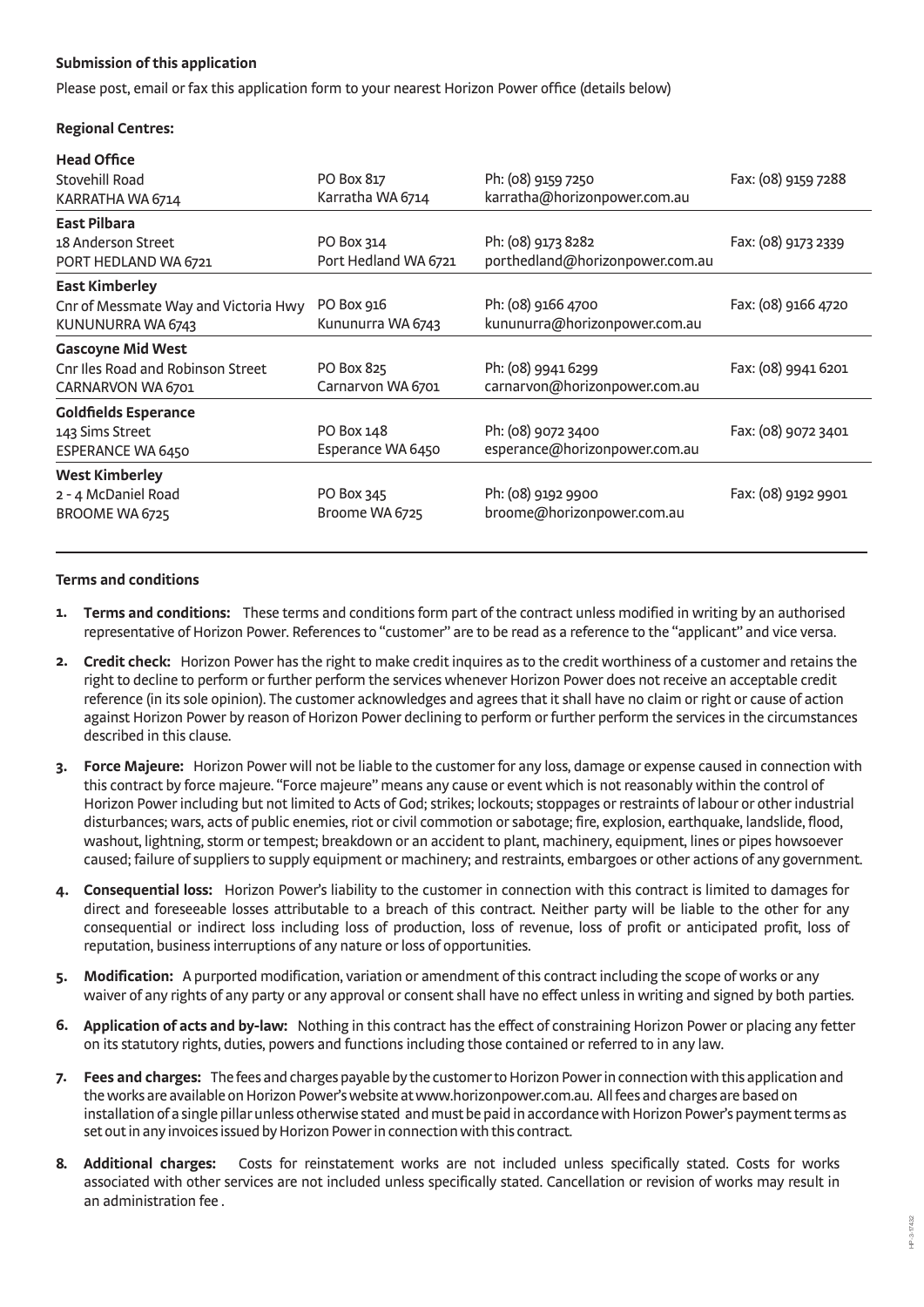**Submission of this application**

Please post, email or fax this application form to your nearest Horizon Power office (details below)

**Regional Centres:**

| | | | |
|---|---|---|---|
| **Head Office**<br>Stovehill Road<br>KARRATHA WA 6714 | PO Box 817<br>Karratha WA 6714 | Ph: (08) 9159 7250<br>karratha@horizonpower.com.au | Fax: (08) 9159 7288 |
| **East Pilbara**<br>18 Anderson Street<br>PORT HEDLAND WA 6721 | PO Box 314<br>Port Hedland WA 6721 | Ph: (08) 9173 8282<br>porthedland@horizonpower.com.au | Fax: (08) 9173 2339 |
| **East Kimberley**<br>Cnr of Messmate Way and Victoria Hwy<br>KUNUNURRA WA 6743 | PO Box 916<br>Kununurra WA 6743 | Ph: (08) 9166 4700<br>kununurra@horizonpower.com.au | Fax: (08) 9166 4720 |
| **Gascoyne Mid West**<br>Cnr Iles Road and Robinson Street<br>CARNARVON WA 6701 | PO Box 825<br>Carnarvon WA 6701 | Ph: (08) 9941 6299<br>carnarvon@horizonpower.com.au | Fax: (08) 9941 6201 |
| **Goldfields Esperance**<br>143 Sims Street<br>ESPERANCE WA 6450 | PO Box 148<br>Esperance WA 6450 | Ph: (08) 9072 3400<br>esperance@horizonpower.com.au | Fax: (08) 9072 3401 |
| **West Kimberley**<br>2 - 4 McDaniel Road<br>BROOME WA 6725 | PO Box 345<br>Broome WA 6725 | Ph: (08) 9192 9900<br>broome@horizonpower.com.au | Fax: (08) 9192 9901 |

**Terms and conditions**

1. **Terms and conditions:** These terms and conditions form part of the contract unless modified in writing by an authorised representative of Horizon Power. References to "customer" are to be read as a reference to the "applicant" and vice versa.
2. **Credit check:** Horizon Power has the right to make credit inquires as to the credit worthiness of a customer and retains the right to decline to perform or further perform the services whenever Horizon Power does not receive an acceptable credit reference (in its sole opinion). The customer acknowledges and agrees that it shall have no claim or right or cause of action against Horizon Power by reason of Horizon Power declining to perform or further perform the services in the circumstances described in this clause.
3. **Force Majeure:** Horizon Power will not be liable to the customer for any loss, damage or expense caused in connection with this contract by force majeure. "Force majeure" means any cause or event which is not reasonably within the control of Horizon Power including but not limited to Acts of God; strikes; lockouts; stoppages or restraints of labour or other industrial disturbances; wars, acts of public enemies, riot or civil commotion or sabotage; fire, explosion, earthquake, landslide, flood, washout, lightning, storm or tempest; breakdown or an accident to plant, machinery, equipment, lines or pipes howsoever caused; failure of suppliers to supply equipment or machinery; and restraints, embargoes or other actions of any government.
4. **Consequential loss:** Horizon Power's liability to the customer in connection with this contract is limited to damages for direct and foreseeable losses attributable to a breach of this contract. Neither party will be liable to the other for any consequential or indirect loss including loss of production, loss of revenue, loss of profit or anticipated profit, loss of reputation, business interruptions of any nature or loss of opportunities.
5. **Modification:** A purported modification, variation or amendment of this contract including the scope of works or any waiver of any rights of any party or any approval or consent shall have no effect unless in writing and signed by both parties.
6. **Application of acts and by-law:** Nothing in this contract has the effect of constraining Horizon Power or placing any fetter on its statutory rights, duties, powers and functions including those contained or referred to in any law.
7. **Fees and charges:** The fees and charges payable by the customer to Horizon Power in connection with this application and the works are available on Horizon Power's website at www.horizonpower.com.au. All fees and charges are based on installation of a single pillar unless otherwise stated and must be paid in accordance with Horizon Power's payment terms as set out in any invoices issued by Horizon Power in connection with this contract.
8. **Additional charges:** Costs for reinstatement works are not included unless specifically stated. Costs for works associated with other services are not included unless specifically stated. Cancellation or revision of works may result in an administration fee .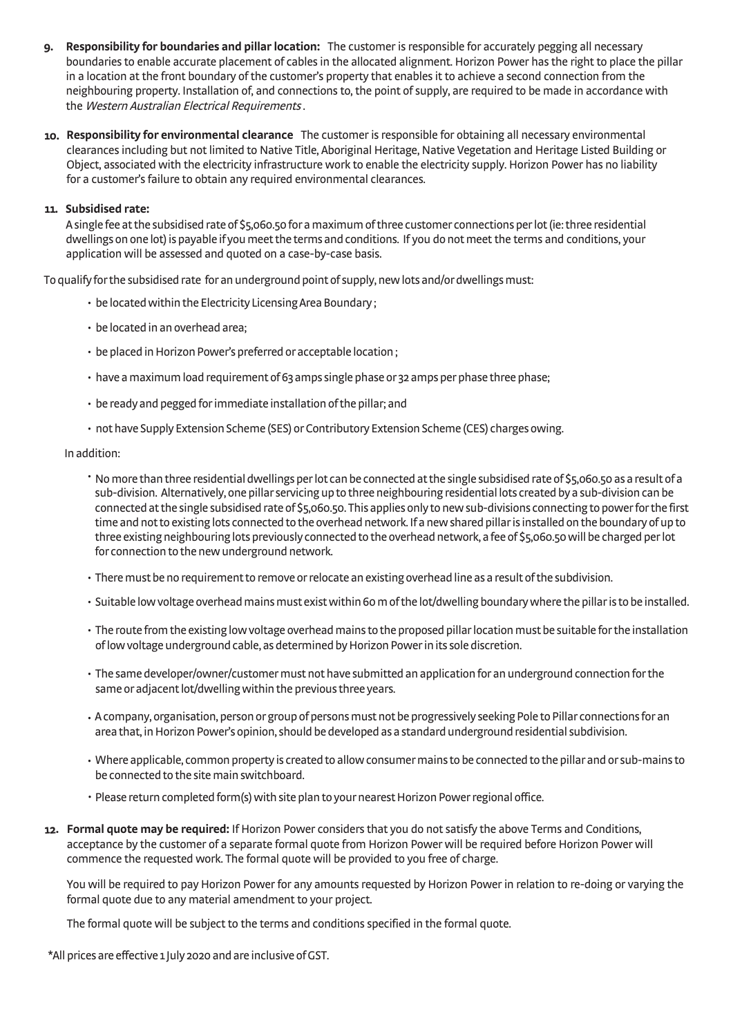9. **Responsibility for boundaries and pillar location:** The customer is responsible for accurately pegging all necessary boundaries to enable accurate placement of cables in the allocated alignment. Horizon Power has the right to place the pillar in a location at the front boundary of the customer's property that enables it to achieve a second connection from the neighbouring property. Installation of, and connections to, the point of supply, are required to be made in accordance with the *Western Australian Electrical Requirements*.

10. **Responsibility for environmental clearance** The customer is responsible for obtaining all necessary environmental clearances including but not limited to Native Title, Aboriginal Heritage, Native Vegetation and Heritage Listed Building or Object, associated with the electricity infrastructure work to enable the electricity supply. Horizon Power has no liability for a customer's failure to obtain any required environmental clearances.

11. **Subsidised rate:**

    A single fee at the subsidised rate of $5,060.50 for a maximum of three customer connections per lot (ie: three residential dwellings on one lot) is payable if you meet the terms and conditions. If you do not meet the terms and conditions, your application will be assessed and quoted on a case-by-case basis.

To qualify for the subsidised rate for an underground point of supply, new lots and/or dwellings must:

- be located within the Electricity Licensing Area Boundary ;
- be located in an overhead area;
- be placed in Horizon Power's preferred or acceptable location ;
- have a maximum load requirement of 63 amps single phase or 32 amps per phase three phase;
- be ready and pegged for immediate installation of the pillar; and
- not have Supply Extension Scheme (SES) or Contributory Extension Scheme (CES) charges owing.

In addition:

- No more than three residential dwellings per lot can be connected at the single subsidised rate of $5,060.50 as a result of a sub-division. Alternatively, one pillar servicing up to three neighbouring residential lots created by a sub-division can be connected at the single subsidised rate of $5,060.50. This applies only to new sub-divisions connecting to power for the first time and not to existing lots connected to the overhead network. If a new shared pillar is installed on the boundary of up to three existing neighbouring lots previously connected to the overhead network, a fee of $5,060.50 will be charged per lot for connection to the new underground network.
- There must be no requirement to remove or relocate an existing overhead line as a result of the subdivision.
- Suitable low voltage overhead mains must exist within 60 m of the lot/dwelling boundary where the pillar is to be installed.
- The route from the existing low voltage overhead mains to the proposed pillar location must be suitable for the installation of low voltage underground cable, as determined by Horizon Power in its sole discretion.
- The same developer/owner/customer must not have submitted an application for an underground connection for the same or adjacent lot/dwelling within the previous three years.
- A company, organisation, person or group of persons must not be progressively seeking Pole to Pillar connections for an area that, in Horizon Power's opinion, should be developed as a standard underground residential subdivision.
- Where applicable, common property is created to allow consumer mains to be connected to the pillar and or sub-mains to be connected to the site main switchboard.
- Please return completed form(s) with site plan to your nearest Horizon Power regional office.

12. **Formal quote may be required:** If Horizon Power considers that you do not satisfy the above Terms and Conditions, acceptance by the customer of a separate formal quote from Horizon Power will be required before Horizon Power will commence the requested work. The formal quote will be provided to you free of charge.

    You will be required to pay Horizon Power for any amounts requested by Horizon Power in relation to re-doing or varying the formal quote due to any material amendment to your project.

    The formal quote will be subject to the terms and conditions specified in the formal quote.

*All prices are effective 1 July 2020 and are inclusive of GST.